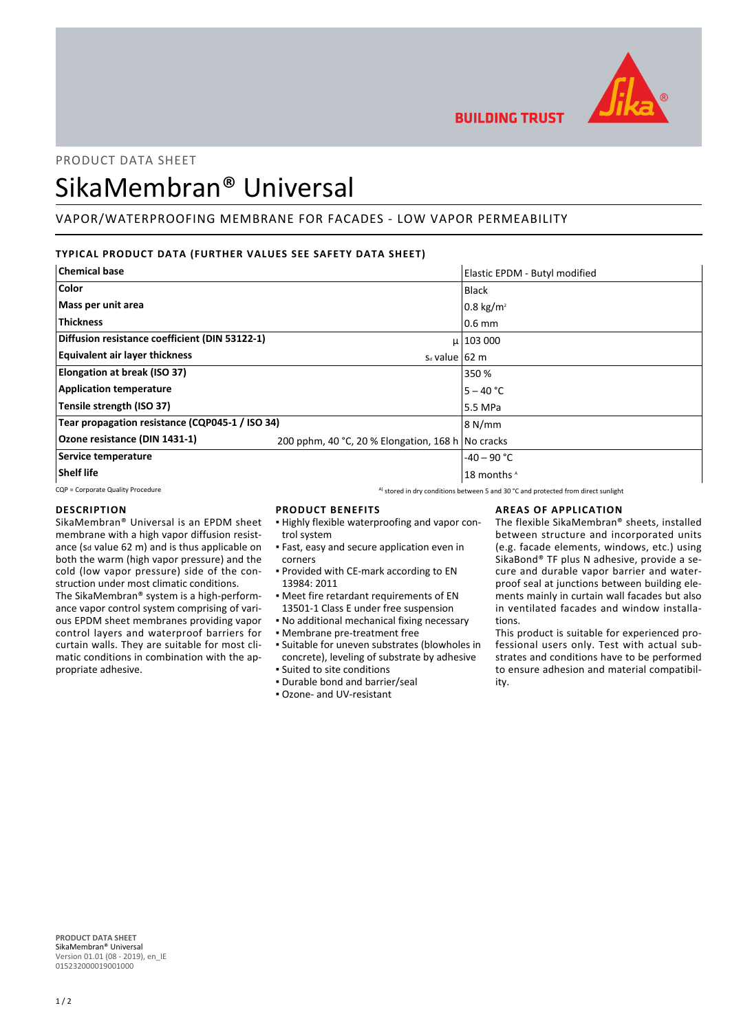PRODUCT DATA SHEET

# SikaMembran® Universal

## VAPOR/WATERPROOFING MEMBRANE FOR FACADES - LOW VAPOR PERMEABILITY

### TYPICAL PRODUCT DATA (FURTHER VALUES SEE SAFETY DATA SHEET)

| Property | | Value |
|---|---|---|
| **Chemical base** | | Elastic EPDM - Butyl modified |
| **Color** | | Black |
| **Mass per unit area** | | 0.8 kg/m² |
| **Thickness** | | 0.6 mm |
| **Diffusion resistance coefficient (DIN 53122-1)** | μ | 103 000 |
| **Equivalent air layer thickness** | $s_d$ value | 62 m |
| **Elongation at break (ISO 37)** | | 350 % |
| **Application temperature** | | 5 – 40 °C |
| **Tensile strength (ISO 37)** | | 5.5 MPa |
| **Tear propagation resistance (CQP045-1 / ISO 34)** | | 8 N/mm |
| **Ozone resistance (DIN 1431-1)** | 200 pphm, 40 °C, 20 % Elongation, 168 h | No cracks |
| **Service temperature** | | -40 – 90 °C |
| **Shelf life** | | 18 months [A] |

CQP = Corporate Quality Procedure

[A] stored in dry conditions between 5 and 30 °C and protected from direct sunlight

### DESCRIPTION

SikaMembran® Universal is an EPDM sheet membrane with a high vapor diffusion resistance ($s_d$ value 62 m) and is thus applicable on both the warm (high vapor pressure) and the cold (low vapor pressure) side of the construction under most climatic conditions.

The SikaMembran® system is a high-performance vapor control system comprising of various EPDM sheet membranes providing vapor control layers and waterproof barriers for curtain walls. They are suitable for most climatic conditions in combination with the appropriate adhesive.

### PRODUCT BENEFITS

- Highly flexible waterproofing and vapor control system
- Fast, easy and secure application even in corners
- Provided with CE-mark according to EN 13984: 2011
- Meet fire retardant requirements of EN 13501-1 Class E under free suspension
- No additional mechanical fixing necessary
- Membrane pre-treatment free
- Suitable for uneven substrates (blowholes in concrete), leveling of substrate by adhesive
- Suited to site conditions
- Durable bond and barrier/seal
- Ozone- and UV-resistant

### AREAS OF APPLICATION

The flexible SikaMembran® sheets, installed between structure and incorporated units (e.g. facade elements, windows, etc.) using SikaBond® TF plus N adhesive, provide a secure and durable vapor barrier and waterproof seal at junctions between building elements mainly in curtain wall facades but also in ventilated facades and window installations.

This product is suitable for experienced professional users only. Test with actual substrates and conditions have to be performed to ensure adhesion and material compatibility.

**PRODUCT DATA SHEET**
SikaMembran® Universal
Version 01.01 (08 - 2019), en_IE
015232000019001000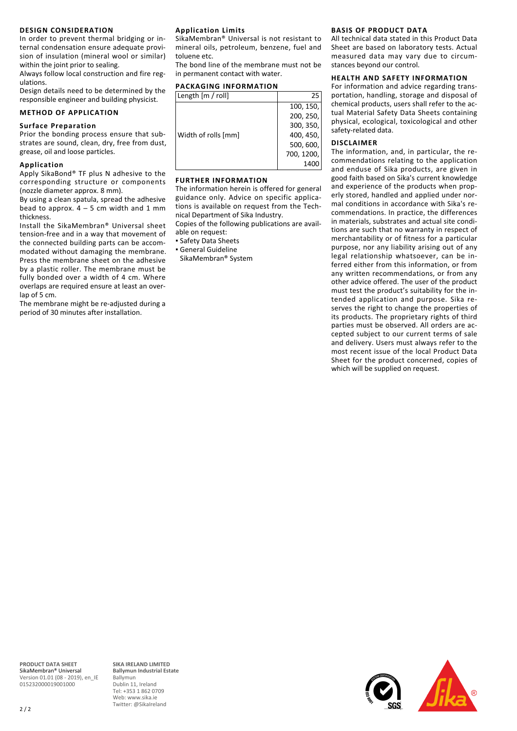## DESIGN CONSIDERATION

In order to prevent thermal bridging or internal condensation ensure adequate provision of insulation (mineral wool or similar) within the joint prior to sealing.

Always follow local construction and fire regulations.

Design details need to be determined by the responsible engineer and building physicist.

## METHOD OF APPLICATION

### Surface Preparation

Prior the bonding process ensure that substrates are sound, clean, dry, free from dust, grease, oil and loose particles.

### Application

Apply SikaBond® TF plus N adhesive to the corresponding structure or components (nozzle diameter approx. 8 mm).

By using a clean spatula, spread the adhesive bead to approx. 4 – 5 cm width and 1 mm thickness.

Install the SikaMembran® Universal sheet tension-free and in a way that movement of the connected building parts can be accommodated without damaging the membrane. Press the membrane sheet on the adhesive by a plastic roller. The membrane must be fully bonded over a width of 4 cm. Where overlaps are required ensure at least an overlap of 5 cm.

The membrane might be re-adjusted during a period of 30 minutes after installation.

### Application Limits

SikaMembran® Universal is not resistant to mineral oils, petroleum, benzene, fuel and toluene etc.

The bond line of the membrane must not be in permanent contact with water.

## PACKAGING INFORMATION

| | |
|---|---|
| Length [m / roll] | 25 |
| Width of rolls [mm] | 100, 150, 200, 250, 300, 350, 400, 450, 500, 600, 700, 1200, 1400 |

## FURTHER INFORMATION

The information herein is offered for general guidance only. Advice on specific applications is available on request from the Technical Department of Sika Industry.

Copies of the following publications are available on request:

- Safety Data Sheets
- General Guideline SikaMembran® System

## BASIS OF PRODUCT DATA

All technical data stated in this Product Data Sheet are based on laboratory tests. Actual measured data may vary due to circumstances beyond our control.

## HEALTH AND SAFETY INFORMATION

For information and advice regarding transportation, handling, storage and disposal of chemical products, users shall refer to the actual Material Safety Data Sheets containing physical, ecological, toxicological and other safety-related data.

## DISCLAIMER

The information, and, in particular, the recommendations relating to the application and enduse of Sika products, are given in good faith based on Sika's current knowledge and experience of the products when properly stored, handled and applied under normal conditions in accordance with Sika's recommendations. In practice, the differences in materials, substrates and actual site conditions are such that no warranty in respect of merchantability or of fitness for a particular purpose, nor any liability arising out of any legal relationship whatsoever, can be inferred either from this information, or from any written recommendations, or from any other advice offered. The user of the product must test the product's suitability for the intended application and purpose. Sika reserves the right to change the properties of its products. The proprietary rights of third parties must be observed. All orders are accepted subject to our current terms of sale and delivery. Users must always refer to the most recent issue of the local Product Data Sheet for the product concerned, copies of which will be supplied on request.

**PRODUCT DATA SHEET**
SikaMembran® Universal
Version 01.01 (08 - 2019), en_IE
015232000019001000

**SIKA IRELAND LIMITED**
**Ballymun Industrial Estate**
Ballymun
Dublin 11, Ireland
Tel: +353 1 862 0709
Web: www.sika.ie
Twitter: @SikaIreland